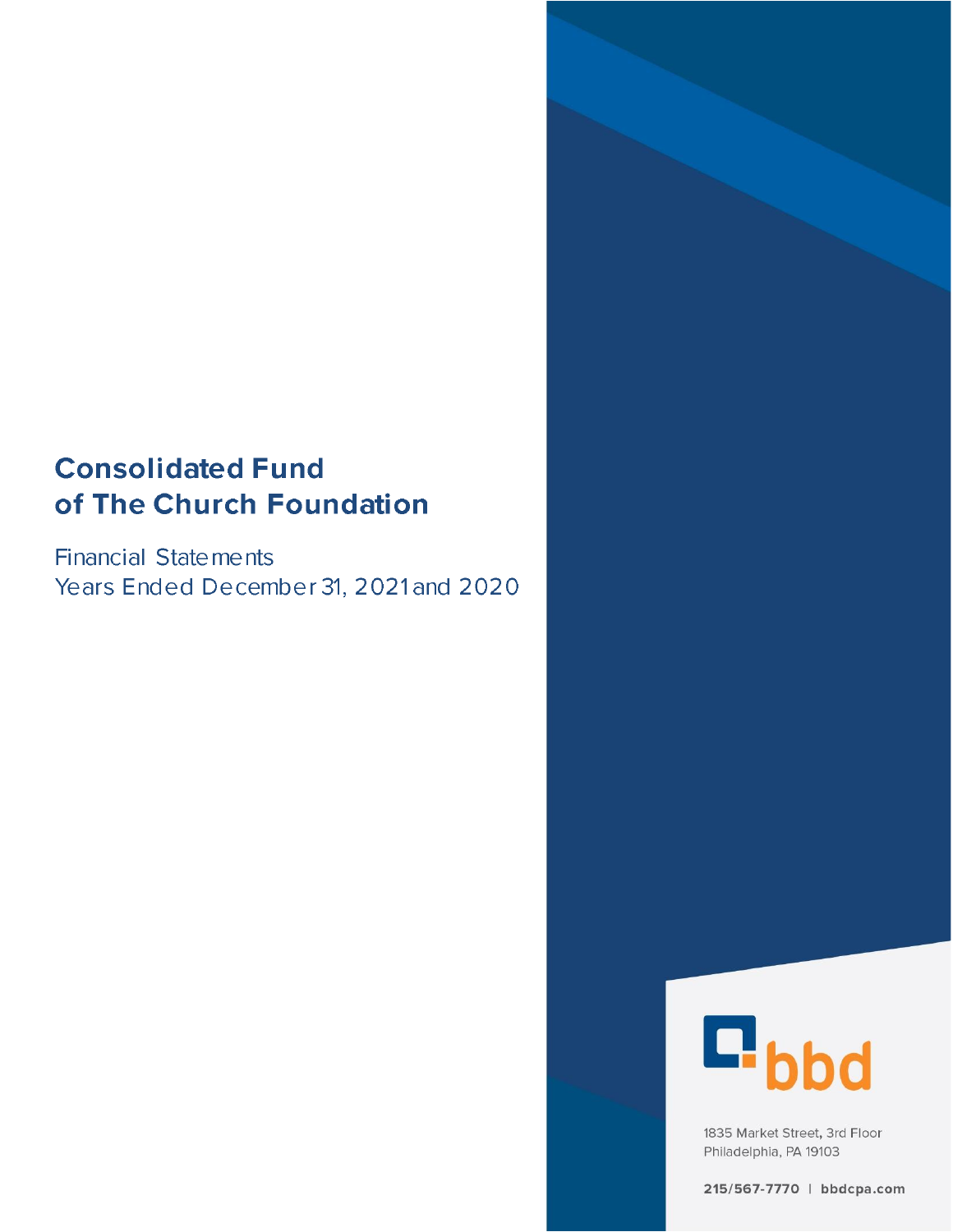# Consolidated Fund of The Church Foundation

Financial Statements
Years Ended December 31, 2021 and 2020

bbd

1835 Market Street, 3rd Floor
Philadelphia, PA 19103

215/567-7770 | bbdcpa.com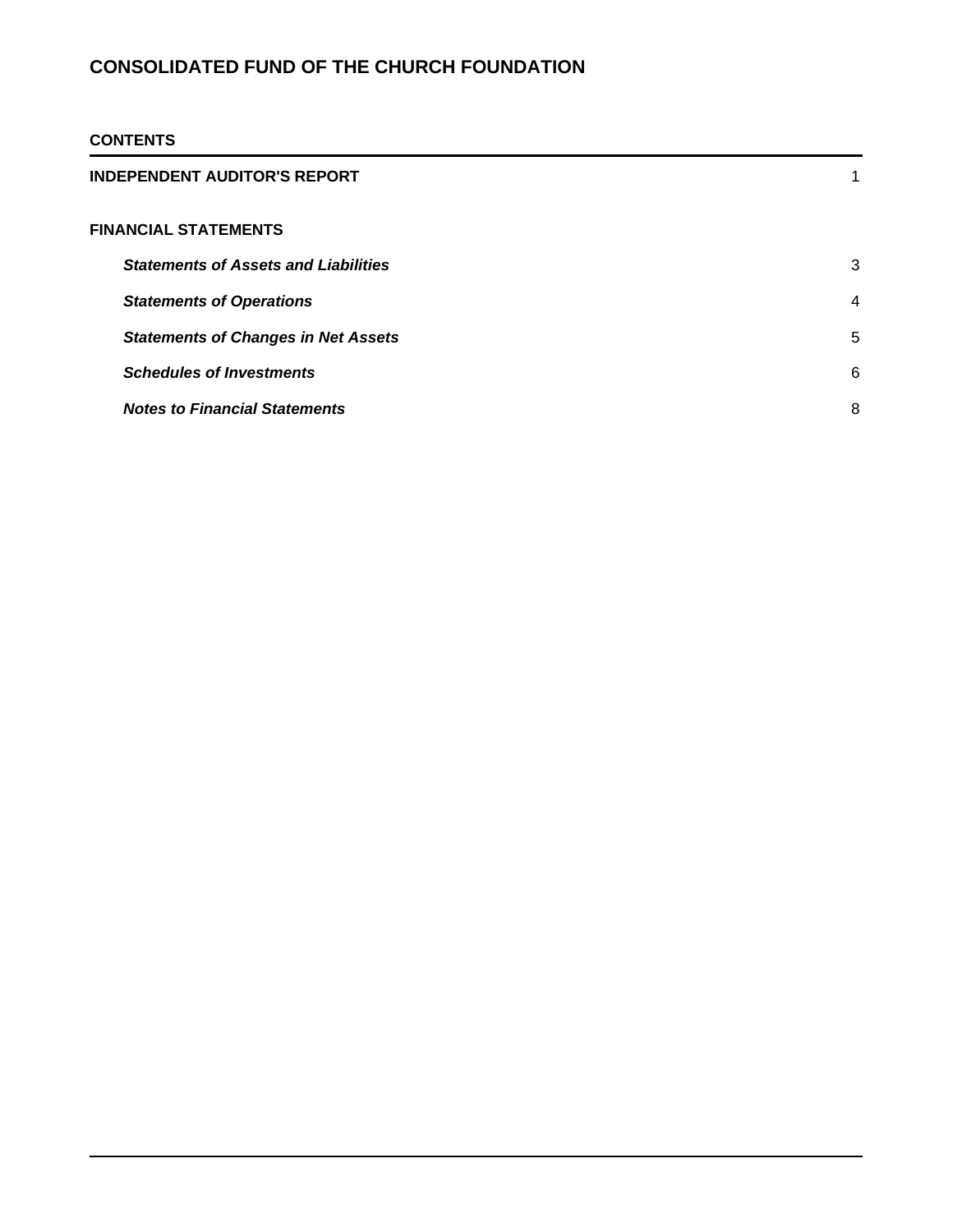# CONSOLIDATED FUND OF THE CHURCH FOUNDATION

## CONTENTS

| | |
|---|---|
| **INDEPENDENT AUDITOR'S REPORT** | 1 |
| **FINANCIAL STATEMENTS** | |
| ***Statements of Assets and Liabilities*** | 3 |
| ***Statements of Operations*** | 4 |
| ***Statements of Changes in Net Assets*** | 5 |
| ***Schedules of Investments*** | 6 |
| ***Notes to Financial Statements*** | 8 |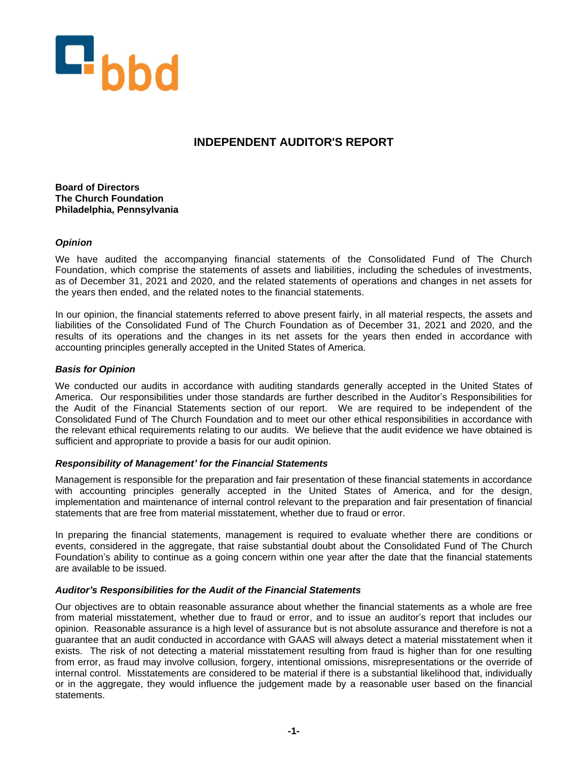bbd

# INDEPENDENT AUDITOR'S REPORT

**Board of Directors**
**The Church Foundation**
**Philadelphia, Pennsylvania**

### *Opinion*

We have audited the accompanying financial statements of the Consolidated Fund of The Church Foundation, which comprise the statements of assets and liabilities, including the schedules of investments, as of December 31, 2021 and 2020, and the related statements of operations and changes in net assets for the years then ended, and the related notes to the financial statements.

In our opinion, the financial statements referred to above present fairly, in all material respects, the assets and liabilities of the Consolidated Fund of The Church Foundation as of December 31, 2021 and 2020, and the results of its operations and the changes in its net assets for the years then ended in accordance with accounting principles generally accepted in the United States of America.

### *Basis for Opinion*

We conducted our audits in accordance with auditing standards generally accepted in the United States of America. Our responsibilities under those standards are further described in the Auditor's Responsibilities for the Audit of the Financial Statements section of our report. We are required to be independent of the Consolidated Fund of The Church Foundation and to meet our other ethical responsibilities in accordance with the relevant ethical requirements relating to our audits. We believe that the audit evidence we have obtained is sufficient and appropriate to provide a basis for our audit opinion.

### *Responsibility of Management' for the Financial Statements*

Management is responsible for the preparation and fair presentation of these financial statements in accordance with accounting principles generally accepted in the United States of America, and for the design, implementation and maintenance of internal control relevant to the preparation and fair presentation of financial statements that are free from material misstatement, whether due to fraud or error.

In preparing the financial statements, management is required to evaluate whether there are conditions or events, considered in the aggregate, that raise substantial doubt about the Consolidated Fund of The Church Foundation's ability to continue as a going concern within one year after the date that the financial statements are available to be issued.

### *Auditor's Responsibilities for the Audit of the Financial Statements*

Our objectives are to obtain reasonable assurance about whether the financial statements as a whole are free from material misstatement, whether due to fraud or error, and to issue an auditor's report that includes our opinion. Reasonable assurance is a high level of assurance but is not absolute assurance and therefore is not a guarantee that an audit conducted in accordance with GAAS will always detect a material misstatement when it exists. The risk of not detecting a material misstatement resulting from fraud is higher than for one resulting from error, as fraud may involve collusion, forgery, intentional omissions, misrepresentations or the override of internal control. Misstatements are considered to be material if there is a substantial likelihood that, individually or in the aggregate, they would influence the judgement made by a reasonable user based on the financial statements.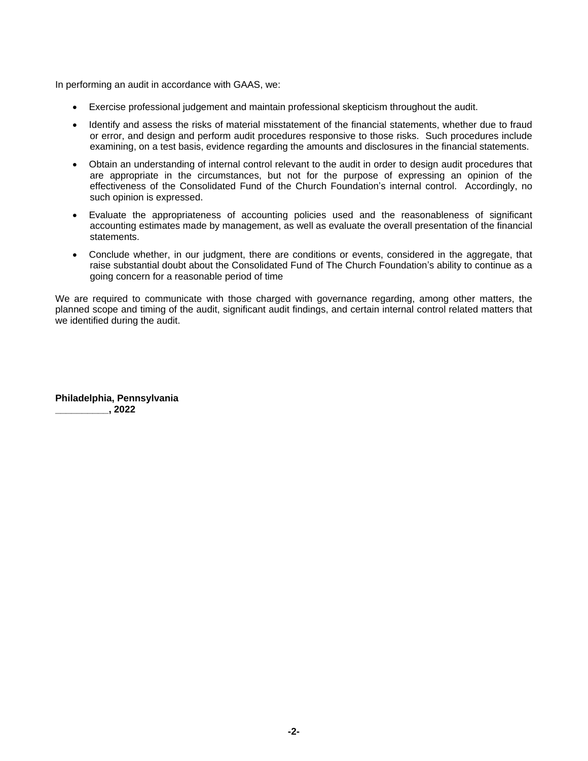In performing an audit in accordance with GAAS, we:

- Exercise professional judgement and maintain professional skepticism throughout the audit.
- Identify and assess the risks of material misstatement of the financial statements, whether due to fraud or error, and design and perform audit procedures responsive to those risks. Such procedures include examining, on a test basis, evidence regarding the amounts and disclosures in the financial statements.
- Obtain an understanding of internal control relevant to the audit in order to design audit procedures that are appropriate in the circumstances, but not for the purpose of expressing an opinion of the effectiveness of the Consolidated Fund of the Church Foundation's internal control. Accordingly, no such opinion is expressed.
- Evaluate the appropriateness of accounting policies used and the reasonableness of significant accounting estimates made by management, as well as evaluate the overall presentation of the financial statements.
- Conclude whether, in our judgment, there are conditions or events, considered in the aggregate, that raise substantial doubt about the Consolidated Fund of The Church Foundation's ability to continue as a going concern for a reasonable period of time

We are required to communicate with those charged with governance regarding, among other matters, the planned scope and timing of the audit, significant audit findings, and certain internal control related matters that we identified during the audit.

**Philadelphia, Pennsylvania**
**__________, 2022**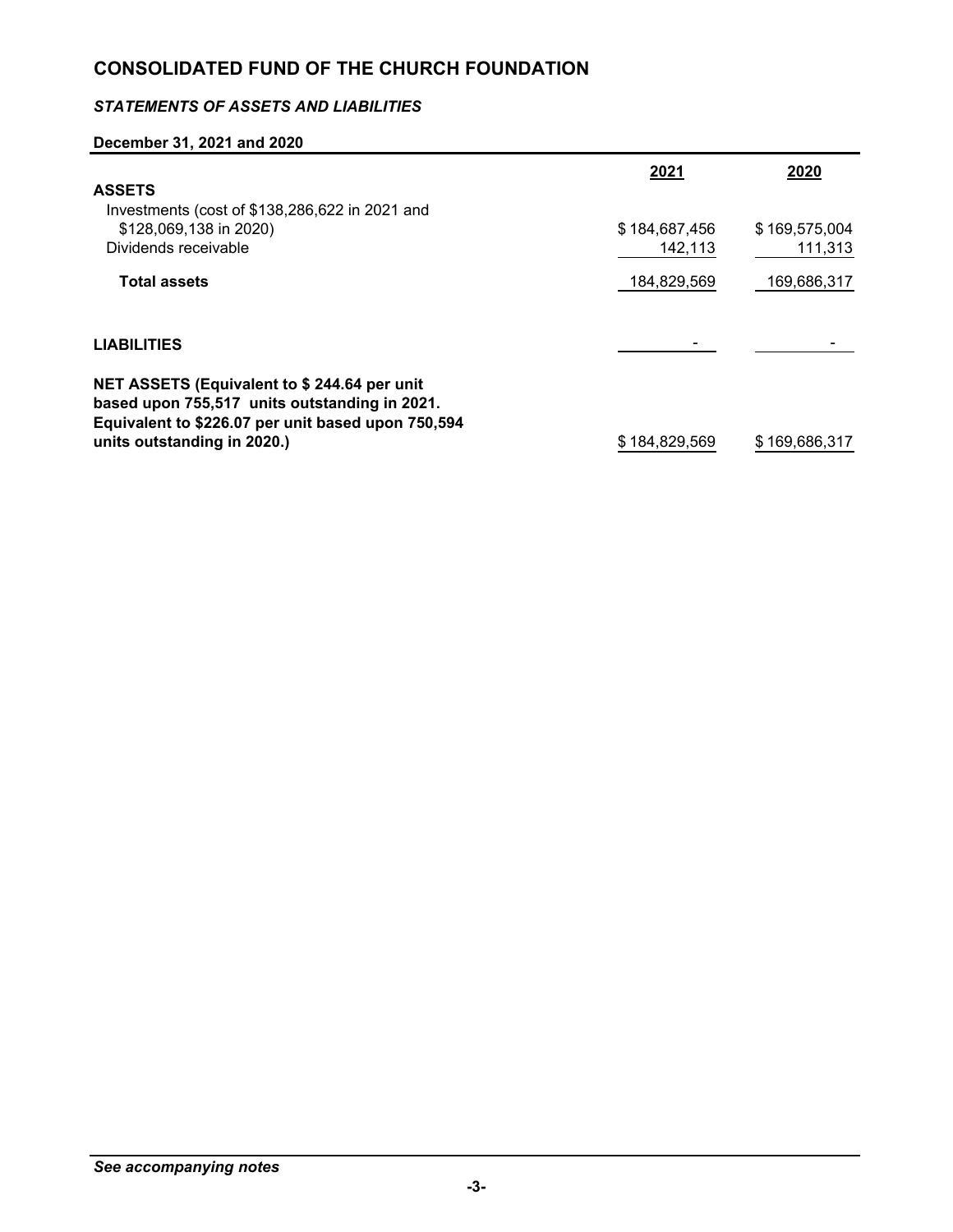# CONSOLIDATED FUND OF THE CHURCH FOUNDATION

## *STATEMENTS OF ASSETS AND LIABILITIES*

**December 31, 2021 and 2020**

| | 2021 | 2020 |
|---|---|---|
| **ASSETS** | | |
| Investments (cost of $138,286,622 in 2021 and $128,069,138 in 2020) | $ 184,687,456 | $ 169,575,004 |
| Dividends receivable | 142,113 | 111,313 |
| **Total assets** | 184,829,569 | 169,686,317 |
| **LIABILITIES** | - | - |
| **NET ASSETS (Equivalent to $ 244.64 per unit based upon 755,517 units outstanding in 2021. Equivalent to $226.07 per unit based upon 750,594 units outstanding in 2020.)** | $ 184,829,569 | $ 169,686,317 |

*See accompanying notes*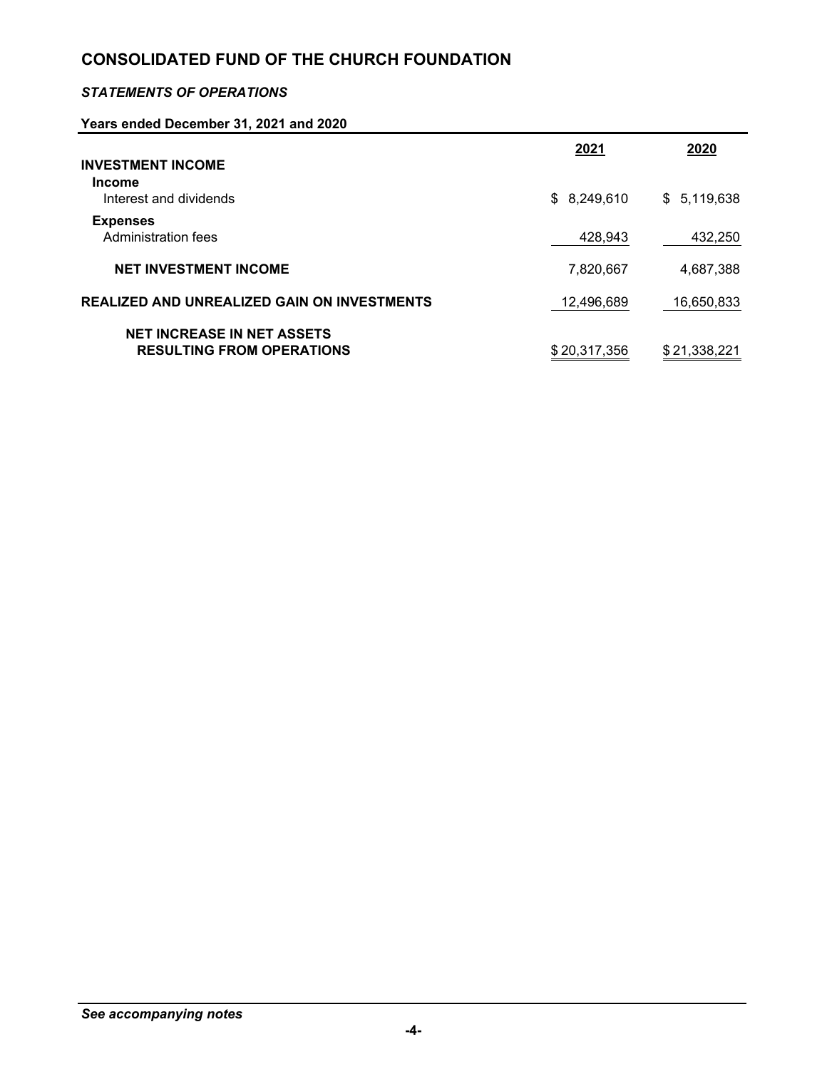# CONSOLIDATED FUND OF THE CHURCH FOUNDATION

***STATEMENTS OF OPERATIONS***

**Years ended December 31, 2021 and 2020**

| | 2021 | 2020 |
|---|---|---|
| **INVESTMENT INCOME** | | |
| **Income** | | |
| Interest and dividends | $ 8,249,610 | $ 5,119,638 |
| **Expenses** | | |
| Administration fees | 428,943 | 432,250 |
| **NET INVESTMENT INCOME** | 7,820,667 | 4,687,388 |
| **REALIZED AND UNREALIZED GAIN ON INVESTMENTS** | 12,496,689 | 16,650,833 |
| **NET INCREASE IN NET ASSETS RESULTING FROM OPERATIONS** | $ 20,317,356 | $ 21,338,221 |

***See accompanying notes***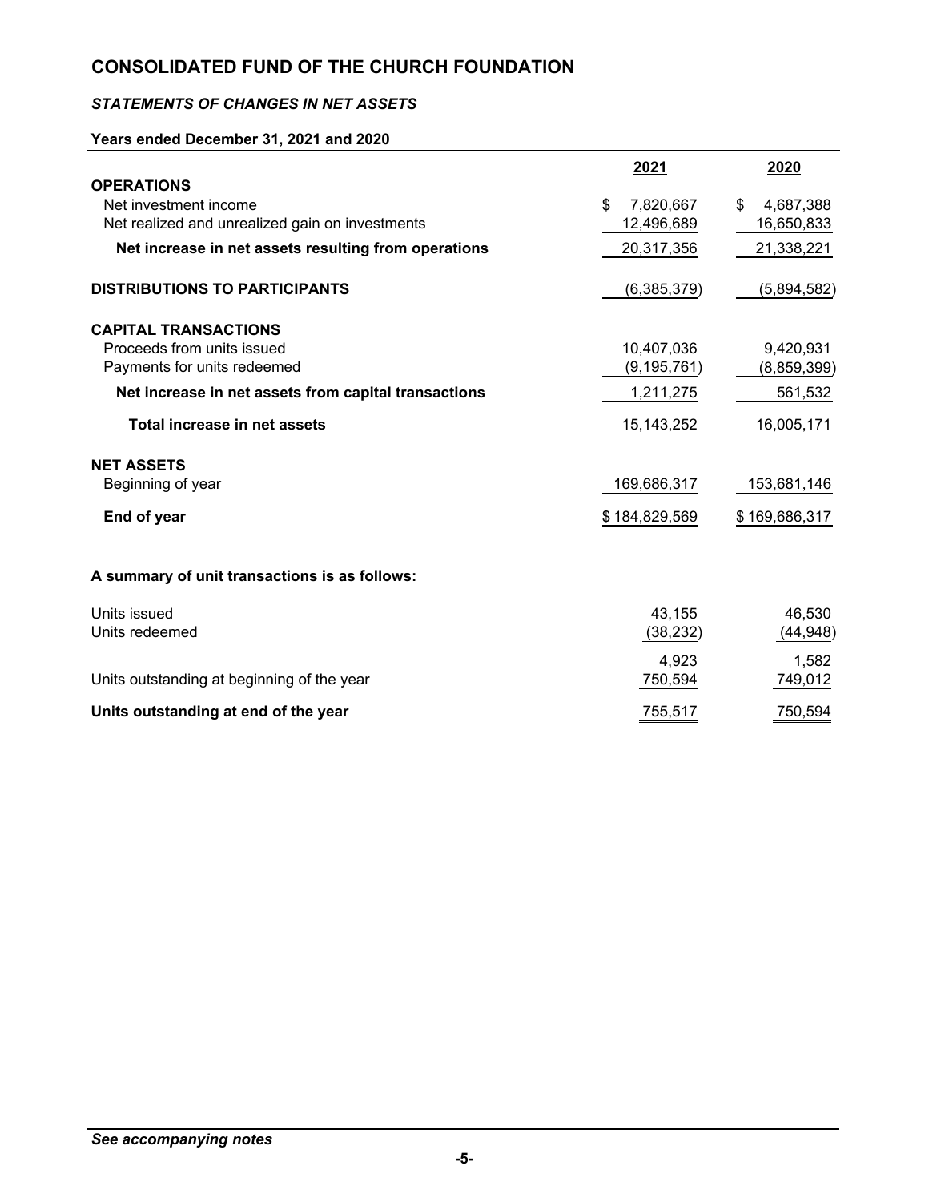# CONSOLIDATED FUND OF THE CHURCH FOUNDATION

***STATEMENTS OF CHANGES IN NET ASSETS***

**Years ended December 31, 2021 and 2020**

| | 2021 | 2020 |
|---|---|---|
| **OPERATIONS** | | |
| Net investment income | $ 7,820,667 | $ 4,687,388 |
| Net realized and unrealized gain on investments | 12,496,689 | 16,650,833 |
| **Net increase in net assets resulting from operations** | 20,317,356 | 21,338,221 |
| **DISTRIBUTIONS TO PARTICIPANTS** | (6,385,379) | (5,894,582) |
| **CAPITAL TRANSACTIONS** | | |
| Proceeds from units issued | 10,407,036 | 9,420,931 |
| Payments for units redeemed | (9,195,761) | (8,859,399) |
| **Net increase in net assets from capital transactions** | 1,211,275 | 561,532 |
| **Total increase in net assets** | 15,143,252 | 16,005,171 |
| **NET ASSETS** | | |
| Beginning of year | 169,686,317 | 153,681,146 |
| **End of year** | $ 184,829,569 | $ 169,686,317 |

**A summary of unit transactions is as follows:**

| | 2021 | 2020 |
|---|---|---|
| Units issued | 43,155 | 46,530 |
| Units redeemed | (38,232) | (44,948) |
| | 4,923 | 1,582 |
| Units outstanding at beginning of the year | 750,594 | 749,012 |
| **Units outstanding at end of the year** | 755,517 | 750,594 |

***See accompanying notes***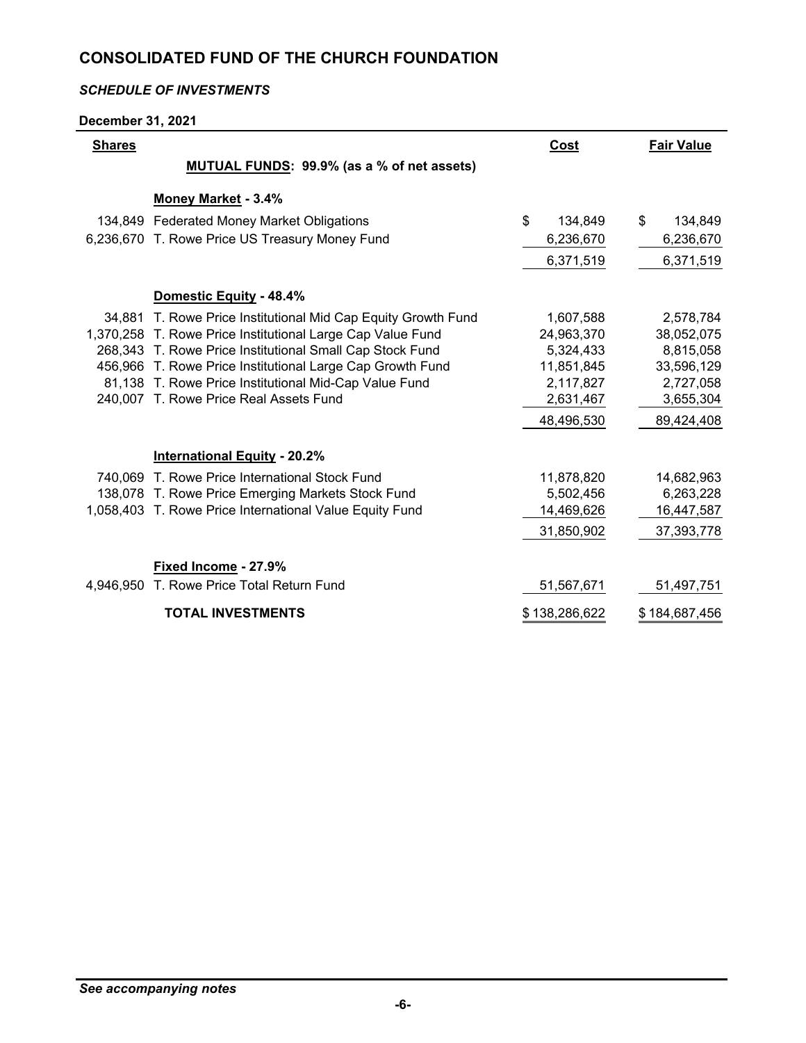# CONSOLIDATED FUND OF THE CHURCH FOUNDATION

### *SCHEDULE OF INVESTMENTS*

**December 31, 2021**

| Shares | | Cost | Fair Value |
|---|---|---|---|
| | **MUTUAL FUNDS: 99.9% (as a % of net assets)** | | |
| | **Money Market - 3.4%** | | |
| 134,849 | Federated Money Market Obligations | $ 134,849 | $ 134,849 |
| 6,236,670 | T. Rowe Price US Treasury Money Fund | 6,236,670 | 6,236,670 |
| | | 6,371,519 | 6,371,519 |
| | **Domestic Equity - 48.4%** | | |
| 34,881 | T. Rowe Price Institutional Mid Cap Equity Growth Fund | 1,607,588 | 2,578,784 |
| 1,370,258 | T. Rowe Price Institutional Large Cap Value Fund | 24,963,370 | 38,052,075 |
| 268,343 | T. Rowe Price Institutional Small Cap Stock Fund | 5,324,433 | 8,815,058 |
| 456,966 | T. Rowe Price Institutional Large Cap Growth Fund | 11,851,845 | 33,596,129 |
| 81,138 | T. Rowe Price Institutional Mid-Cap Value Fund | 2,117,827 | 2,727,058 |
| 240,007 | T. Rowe Price Real Assets Fund | 2,631,467 | 3,655,304 |
| | | 48,496,530 | 89,424,408 |
| | **International Equity - 20.2%** | | |
| 740,069 | T. Rowe Price International Stock Fund | 11,878,820 | 14,682,963 |
| 138,078 | T. Rowe Price Emerging Markets Stock Fund | 5,502,456 | 6,263,228 |
| 1,058,403 | T. Rowe Price International Value Equity Fund | 14,469,626 | 16,447,587 |
| | | 31,850,902 | 37,393,778 |
| | **Fixed Income - 27.9%** | | |
| 4,946,950 | T. Rowe Price Total Return Fund | 51,567,671 | 51,497,751 |
| | **TOTAL INVESTMENTS** | $ 138,286,622 | $ 184,687,456 |

*See accompanying notes*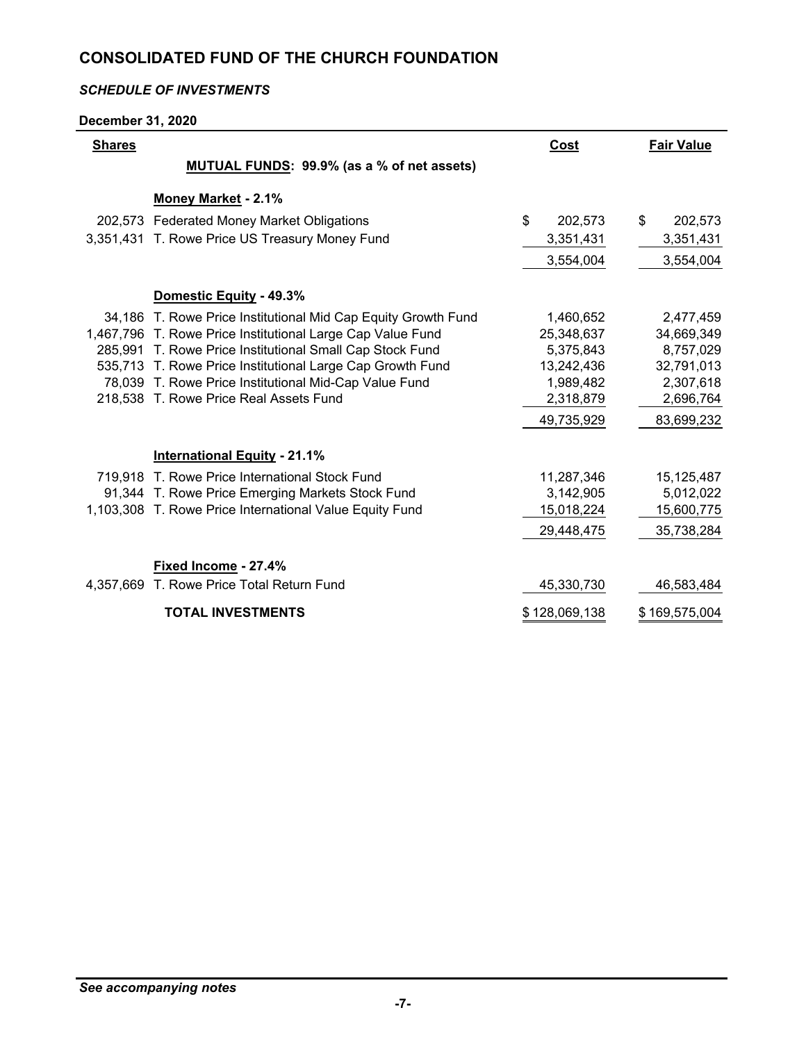# CONSOLIDATED FUND OF THE CHURCH FOUNDATION

***SCHEDULE OF INVESTMENTS***

**December 31, 2020**

| Shares | | Cost | Fair Value |
|---|---|---|---|
| | **MUTUAL FUNDS: 99.9% (as a % of net assets)** | | |
| | **Money Market - 2.1%** | | |
| 202,573 | Federated Money Market Obligations | $ 202,573 | $ 202,573 |
| 3,351,431 | T. Rowe Price US Treasury Money Fund | 3,351,431 | 3,351,431 |
| | | 3,554,004 | 3,554,004 |
| | **Domestic Equity - 49.3%** | | |
| 34,186 | T. Rowe Price Institutional Mid Cap Equity Growth Fund | 1,460,652 | 2,477,459 |
| 1,467,796 | T. Rowe Price Institutional Large Cap Value Fund | 25,348,637 | 34,669,349 |
| 285,991 | T. Rowe Price Institutional Small Cap Stock Fund | 5,375,843 | 8,757,029 |
| 535,713 | T. Rowe Price Institutional Large Cap Growth Fund | 13,242,436 | 32,791,013 |
| 78,039 | T. Rowe Price Institutional Mid-Cap Value Fund | 1,989,482 | 2,307,618 |
| 218,538 | T. Rowe Price Real Assets Fund | 2,318,879 | 2,696,764 |
| | | 49,735,929 | 83,699,232 |
| | **International Equity - 21.1%** | | |
| 719,918 | T. Rowe Price International Stock Fund | 11,287,346 | 15,125,487 |
| 91,344 | T. Rowe Price Emerging Markets Stock Fund | 3,142,905 | 5,012,022 |
| 1,103,308 | T. Rowe Price International Value Equity Fund | 15,018,224 | 15,600,775 |
| | | 29,448,475 | 35,738,284 |
| | **Fixed Income - 27.4%** | | |
| 4,357,669 | T. Rowe Price Total Return Fund | 45,330,730 | 46,583,484 |
| | **TOTAL INVESTMENTS** | $ 128,069,138 | $ 169,575,004 |

***See accompanying notes***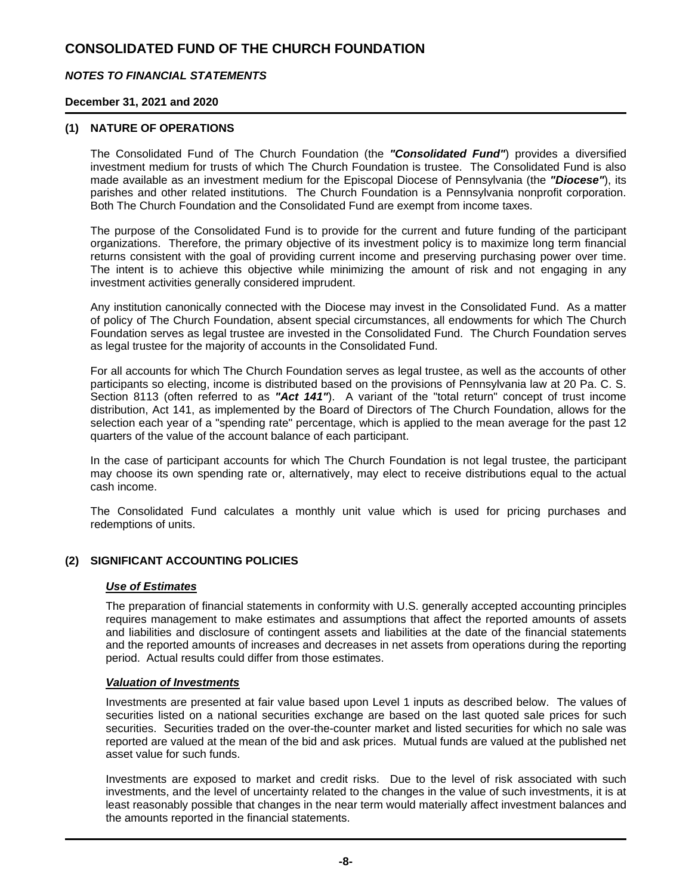# CONSOLIDATED FUND OF THE CHURCH FOUNDATION

## *NOTES TO FINANCIAL STATEMENTS*

**December 31, 2021 and 2020**

### (1) NATURE OF OPERATIONS

The Consolidated Fund of The Church Foundation (the ***"Consolidated Fund"***) provides a diversified investment medium for trusts of which The Church Foundation is trustee. The Consolidated Fund is also made available as an investment medium for the Episcopal Diocese of Pennsylvania (the ***"Diocese"***), its parishes and other related institutions. The Church Foundation is a Pennsylvania nonprofit corporation. Both The Church Foundation and the Consolidated Fund are exempt from income taxes.

The purpose of the Consolidated Fund is to provide for the current and future funding of the participant organizations. Therefore, the primary objective of its investment policy is to maximize long term financial returns consistent with the goal of providing current income and preserving purchasing power over time. The intent is to achieve this objective while minimizing the amount of risk and not engaging in any investment activities generally considered imprudent.

Any institution canonically connected with the Diocese may invest in the Consolidated Fund. As a matter of policy of The Church Foundation, absent special circumstances, all endowments for which The Church Foundation serves as legal trustee are invested in the Consolidated Fund. The Church Foundation serves as legal trustee for the majority of accounts in the Consolidated Fund.

For all accounts for which The Church Foundation serves as legal trustee, as well as the accounts of other participants so electing, income is distributed based on the provisions of Pennsylvania law at 20 Pa. C. S. Section 8113 (often referred to as ***"Act 141"***). A variant of the "total return" concept of trust income distribution, Act 141, as implemented by the Board of Directors of The Church Foundation, allows for the selection each year of a "spending rate" percentage, which is applied to the mean average for the past 12 quarters of the value of the account balance of each participant.

In the case of participant accounts for which The Church Foundation is not legal trustee, the participant may choose its own spending rate or, alternatively, may elect to receive distributions equal to the actual cash income.

The Consolidated Fund calculates a monthly unit value which is used for pricing purchases and redemptions of units.

### (2) SIGNIFICANT ACCOUNTING POLICIES

***Use of Estimates***

The preparation of financial statements in conformity with U.S. generally accepted accounting principles requires management to make estimates and assumptions that affect the reported amounts of assets and liabilities and disclosure of contingent assets and liabilities at the date of the financial statements and the reported amounts of increases and decreases in net assets from operations during the reporting period. Actual results could differ from those estimates.

***Valuation of Investments***

Investments are presented at fair value based upon Level 1 inputs as described below. The values of securities listed on a national securities exchange are based on the last quoted sale prices for such securities. Securities traded on the over-the-counter market and listed securities for which no sale was reported are valued at the mean of the bid and ask prices. Mutual funds are valued at the published net asset value for such funds.

Investments are exposed to market and credit risks. Due to the level of risk associated with such investments, and the level of uncertainty related to the changes in the value of such investments, it is at least reasonably possible that changes in the near term would materially affect investment balances and the amounts reported in the financial statements.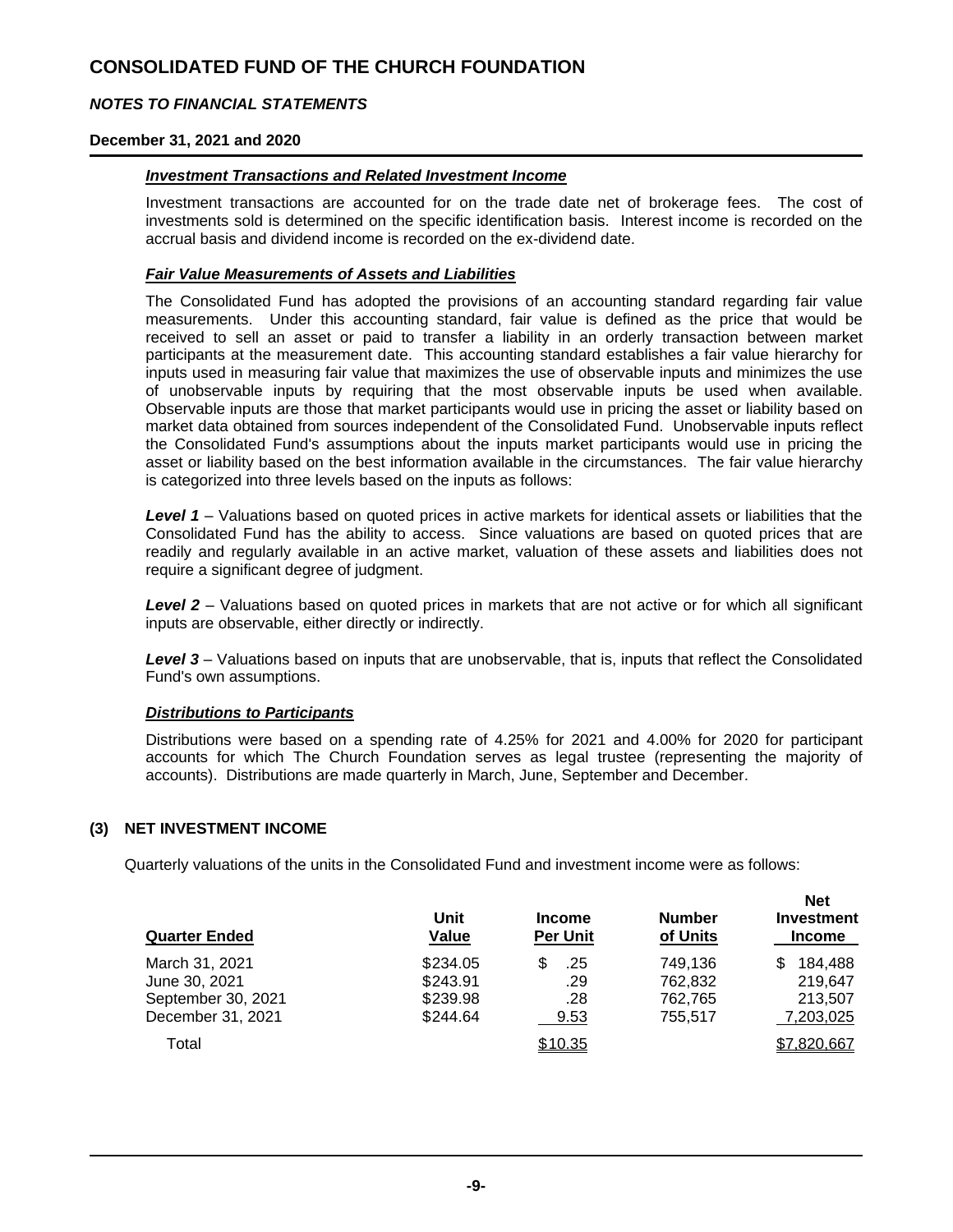# CONSOLIDATED FUND OF THE CHURCH FOUNDATION

***NOTES TO FINANCIAL STATEMENTS***

**December 31, 2021 and 2020**

***Investment Transactions and Related Investment Income***

Investment transactions are accounted for on the trade date net of brokerage fees. The cost of investments sold is determined on the specific identification basis. Interest income is recorded on the accrual basis and dividend income is recorded on the ex-dividend date.

***Fair Value Measurements of Assets and Liabilities***

The Consolidated Fund has adopted the provisions of an accounting standard regarding fair value measurements. Under this accounting standard, fair value is defined as the price that would be received to sell an asset or paid to transfer a liability in an orderly transaction between market participants at the measurement date. This accounting standard establishes a fair value hierarchy for inputs used in measuring fair value that maximizes the use of observable inputs and minimizes the use of unobservable inputs by requiring that the most observable inputs be used when available. Observable inputs are those that market participants would use in pricing the asset or liability based on market data obtained from sources independent of the Consolidated Fund. Unobservable inputs reflect the Consolidated Fund's assumptions about the inputs market participants would use in pricing the asset or liability based on the best information available in the circumstances. The fair value hierarchy is categorized into three levels based on the inputs as follows:

***Level 1*** – Valuations based on quoted prices in active markets for identical assets or liabilities that the Consolidated Fund has the ability to access. Since valuations are based on quoted prices that are readily and regularly available in an active market, valuation of these assets and liabilities does not require a significant degree of judgment.

***Level 2*** – Valuations based on quoted prices in markets that are not active or for which all significant inputs are observable, either directly or indirectly.

***Level 3*** – Valuations based on inputs that are unobservable, that is, inputs that reflect the Consolidated Fund's own assumptions.

***Distributions to Participants***

Distributions were based on a spending rate of 4.25% for 2021 and 4.00% for 2020 for participant accounts for which The Church Foundation serves as legal trustee (representing the majority of accounts). Distributions are made quarterly in March, June, September and December.

## (3) NET INVESTMENT INCOME

Quarterly valuations of the units in the Consolidated Fund and investment income were as follows:

| Quarter Ended | Unit Value | Income Per Unit | Number of Units | Net Investment Income |
|---|---|---|---|---|
| March 31, 2021 | $234.05 | $ .25 | 749,136 | $ 184,488 |
| June 30, 2021 | $243.91 | .29 | 762,832 | 219,647 |
| September 30, 2021 | $239.98 | .28 | 762,765 | 213,507 |
| December 31, 2021 | $244.64 | 9.53 | 755,517 | 7,203,025 |
| Total | | $10.35 | | $7,820,667 |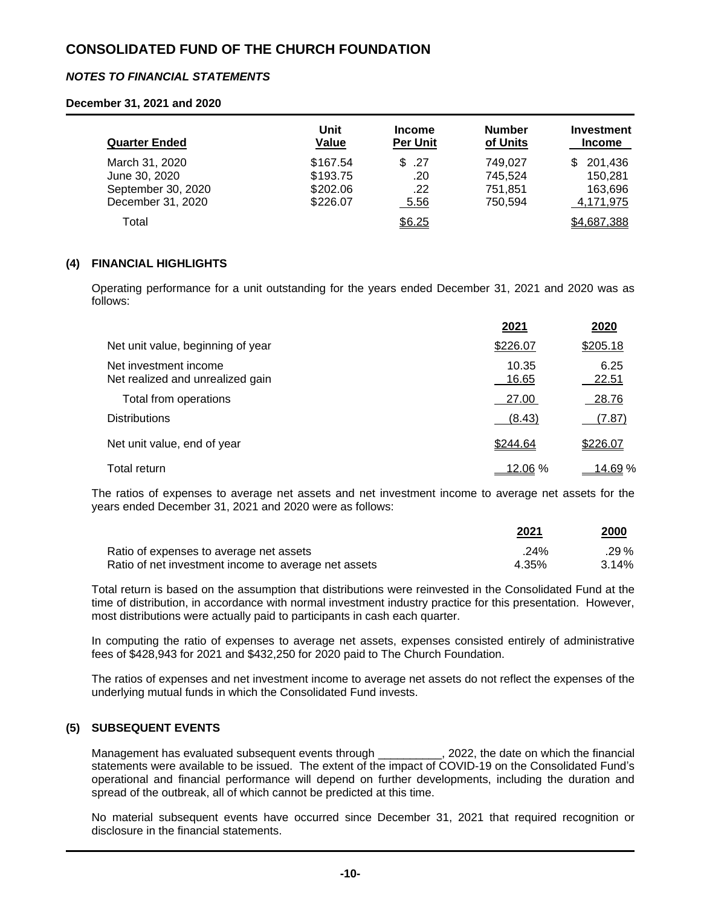# CONSOLIDATED FUND OF THE CHURCH FOUNDATION

***NOTES TO FINANCIAL STATEMENTS***

**December 31, 2021 and 2020**

| Quarter Ended | Unit Value | Income Per Unit | Number of Units | Investment Income |
|---|---|---|---|---|
| March 31, 2020 | $167.54 | $ .27 | 749,027 | $ 201,436 |
| June 30, 2020 | $193.75 | .20 | 745,524 | 150,281 |
| September 30, 2020 | $202.06 | .22 | 751,851 | 163,696 |
| December 31, 2020 | $226.07 | 5.56 | 750,594 | 4,171,975 |
| Total | | $6.25 | | $4,687,388 |

## (4) FINANCIAL HIGHLIGHTS

Operating performance for a unit outstanding for the years ended December 31, 2021 and 2020 was as follows:

| | 2021 | 2020 |
|---|---|---|
| Net unit value, beginning of year | $226.07 | $205.18 |
| Net investment income | 10.35 | 6.25 |
| Net realized and unrealized gain | 16.65 | 22.51 |
| Total from operations | 27.00 | 28.76 |
| Distributions | (8.43) | (7.87) |
| Net unit value, end of year | $244.64 | $226.07 |
| Total return | 12.06 % | 14.69 % |

The ratios of expenses to average net assets and net investment income to average net assets for the years ended December 31, 2021 and 2020 were as follows:

| | 2021 | 2000 |
|---|---|---|
| Ratio of expenses to average net assets | .24% | .29 % |
| Ratio of net investment income to average net assets | 4.35% | 3.14% |

Total return is based on the assumption that distributions were reinvested in the Consolidated Fund at the time of distribution, in accordance with normal investment industry practice for this presentation. However, most distributions were actually paid to participants in cash each quarter.

In computing the ratio of expenses to average net assets, expenses consisted entirely of administrative fees of $428,943 for 2021 and $432,250 for 2020 paid to The Church Foundation.

The ratios of expenses and net investment income to average net assets do not reflect the expenses of the underlying mutual funds in which the Consolidated Fund invests.

## (5) SUBSEQUENT EVENTS

Management has evaluated subsequent events through __________, 2022, the date on which the financial statements were available to be issued. The extent of the impact of COVID-19 on the Consolidated Fund's operational and financial performance will depend on further developments, including the duration and spread of the outbreak, all of which cannot be predicted at this time.

No material subsequent events have occurred since December 31, 2021 that required recognition or disclosure in the financial statements.